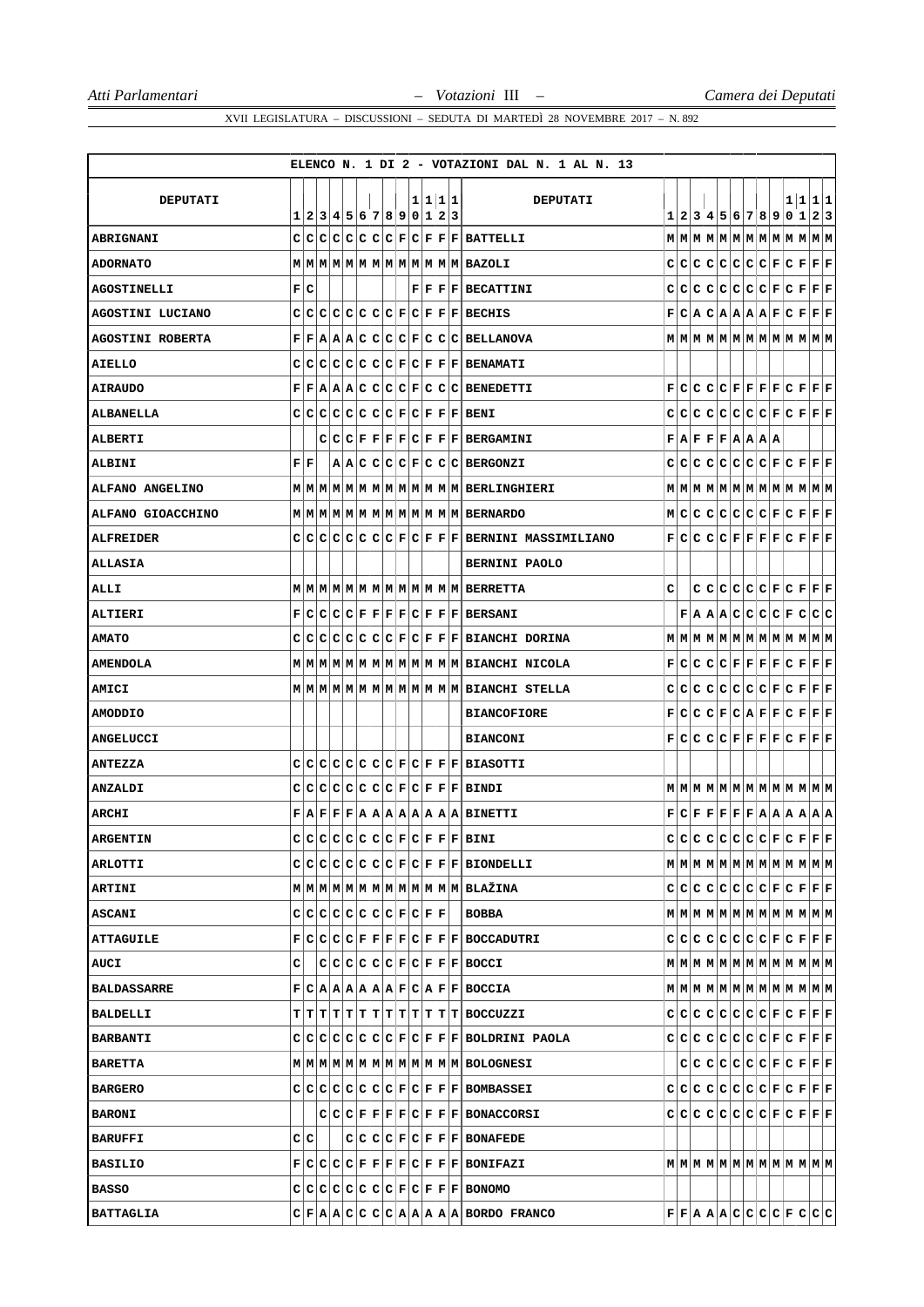ELENCO N. 1 DI 2 - VOTAZIONI DAL N. 1 AL N. 13

| DEPUTATI | 1 | 2 | 3 | 4 | 5 | 6 | 7 | 8 | 9 | 10 | 11 | 12 | 13 | DEPUTATI | 1 | 2 | 3 | 4 | 5 | 6 | 7 | 8 | 9 | 10 | 11 | 12 | 13 |
|---|---|---|---|---|---|---|---|---|---|---|---|---|---|---|---|---|---|---|---|---|---|---|---|---|---|---|---|
| ABRIGNANI | C | C | C | C | C | C | C | C | F | C | F | F | F | BATTELLI | M | M | M | M | M | M | M | M | M | M | M | M | M |
| ADORNATO | M | M | M | M | M | M | M | M | M | M | M | M | M | BAZOLI | C | C | C | C | C | C | C | C | F | C | F | F | F |
| AGOSTINELLI | F | C | | | | | | | | F | F | F | F | BECATTINI | C | C | C | C | C | C | C | C | F | C | F | F | F |
| AGOSTINI LUCIANO | C | C | C | C | C | C | C | C | F | C | F | F | F | BECHIS | F | C | A | C | A | A | A | A | F | C | F | F | F |
| AGOSTINI ROBERTA | F | F | A | A | A | C | C | C | C | F | C | C | C | BELLANOVA | M | M | M | M | M | M | M | M | M | M | M | M | M |
| AIELLO | C | C | C | C | C | C | C | C | F | C | F | F | F | BENAMATI | | | | | | | | | | | | | |
| AIRAUDO | F | F | A | A | A | C | C | C | C | F | C | C | C | BENEDETTI | F | C | C | C | C | F | F | F | F | C | F | F | F |
| ALBANELLA | C | C | C | C | C | C | C | C | F | C | F | F | F | BENI | C | C | C | C | C | C | C | C | F | C | F | F | F |
| ALBERTI | | | C | C | C | F | F | F | F | C | F | F | F | BERGAMINI | F | A | F | F | F | A | A | A | A | | | | |
| ALBINI | F | F | | A | A | C | C | C | C | F | C | C | C | BERGONZI | C | C | C | C | C | C | C | C | F | C | F | F | F |
| ALFANO ANGELINO | M | M | M | M | M | M | M | M | M | M | M | M | M | BERLINGHIERI | M | M | M | M | M | M | M | M | M | M | M | M | M |
| ALFANO GIOACCHINO | M | M | M | M | M | M | M | M | M | M | M | M | M | BERNARDO | M | C | C | C | C | C | C | C | F | C | F | F | F |
| ALFREIDER | C | C | C | C | C | C | C | C | F | C | F | F | F | BERNINI MASSIMILIANO | F | C | C | C | C | F | F | F | F | C | F | F | F |
| ALLASIA | | | | | | | | | | | | | | BERNINI PAOLO | | | | | | | | | | | | | |
| ALLI | M | M | M | M | M | M | M | M | M | M | M | M | M | BERRETTA | C | | C | C | C | C | C | C | F | C | F | F | F |
| ALTIERI | F | C | C | C | C | F | F | F | F | C | F | F | F | BERSANI | | F | A | A | A | C | C | C | C | F | C | C | C |
| AMATO | C | C | C | C | C | C | C | C | F | C | F | F | F | BIANCHI DORINA | M | M | M | M | M | M | M | M | M | M | M | M | M |
| AMENDOLA | M | M | M | M | M | M | M | M | M | M | M | M | M | BIANCHI NICOLA | F | C | C | C | C | F | F | F | F | C | F | F | F |
| AMICI | M | M | M | M | M | M | M | M | M | M | M | M | M | BIANCHI STELLA | C | C | C | C | C | C | C | C | F | C | F | F | F |
| AMODDIO | | | | | | | | | | | | | | BIANCOFIORE | F | C | C | C | F | C | A | F | F | C | F | F | F |
| ANGELUCCI | | | | | | | | | | | | | | BIANCONI | F | C | C | C | C | F | F | F | F | C | F | F | F |
| ANTEZZA | C | C | C | C | C | C | C | C | F | C | F | F | F | BIASOTTI | | | | | | | | | | | | | |
| ANZALDI | C | C | C | C | C | C | C | C | F | C | F | F | F | BINDI | M | M | M | M | M | M | M | M | M | M | M | M | M |
| ARCHI | F | A | F | F | F | A | A | A | A | A | A | A | A | BINETTI | F | C | F | F | F | F | F | A | A | A | A | A | A |
| ARGENTIN | C | C | C | C | C | C | C | C | F | C | F | F | F | BINI | C | C | C | C | C | C | C | C | F | C | F | F | F |
| ARLOTTI | C | C | C | C | C | C | C | C | F | C | F | F | F | BIONDELLI | M | M | M | M | M | M | M | M | M | M | M | M | M |
| ARTINI | M | M | M | M | M | M | M | M | M | M | M | M | M | BLAŽINA | C | C | C | C | C | C | C | C | F | C | F | F | F |
| ASCANI | C | C | C | C | C | C | C | C | F | C | F | F | | BOBBA | M | M | M | M | M | M | M | M | M | M | M | M | M |
| ATTAGUILE | F | C | C | C | C | F | F | F | F | C | F | F | F | BOCCADUTRI | C | C | C | C | C | C | C | C | F | C | F | F | F |
| AUCI | C | | C | C | C | C | C | C | F | C | F | F | F | BOCCI | M | M | M | M | M | M | M | M | M | M | M | M | M |
| BALDASSARRE | F | C | A | A | A | A | A | A | F | C | A | F | F | BOCCIA | M | M | M | M | M | M | M | M | M | M | M | M | M |
| BALDELLI | T | T | T | T | T | T | T | T | T | T | T | T | T | BOCCUZZI | C | C | C | C | C | C | C | C | F | C | F | F | F |
| BARBANTI | C | C | C | C | C | C | C | C | F | C | F | F | F | BOLDRINI PAOLA | C | C | C | C | C | C | C | C | F | C | F | F | F |
| BARETTA | M | M | M | M | M | M | M | M | M | M | M | M | M | BOLOGNESI | | C | C | C | C | C | C | C | F | C | F | F | F |
| BARGERO | C | C | C | C | C | C | C | C | F | C | F | F | F | BOMBASSEI | C | C | C | C | C | C | C | C | F | C | F | F | F |
| BARONI | | | C | C | C | F | F | F | F | C | F | F | F | BONACCORSI | C | C | C | C | C | C | C | C | F | C | F | F | F |
| BARUFFI | C | C | | | C | C | C | C | F | C | F | F | F | BONAFEDE | | | | | | | | | | | | | |
| BASILIO | F | C | C | C | C | F | F | F | F | C | F | F | F | BONIFAZI | M | M | M | M | M | M | M | M | M | M | M | M | M |
| BASSO | C | C | C | C | C | C | C | C | F | C | F | F | F | BONOMO | | | | | | | | | | | | | |
| BATTAGLIA | C | F | A | A | C | C | C | C | A | A | A | A | A | BORDO FRANCO | F | F | A | A | A | C | C | C | C | F | C | C | C |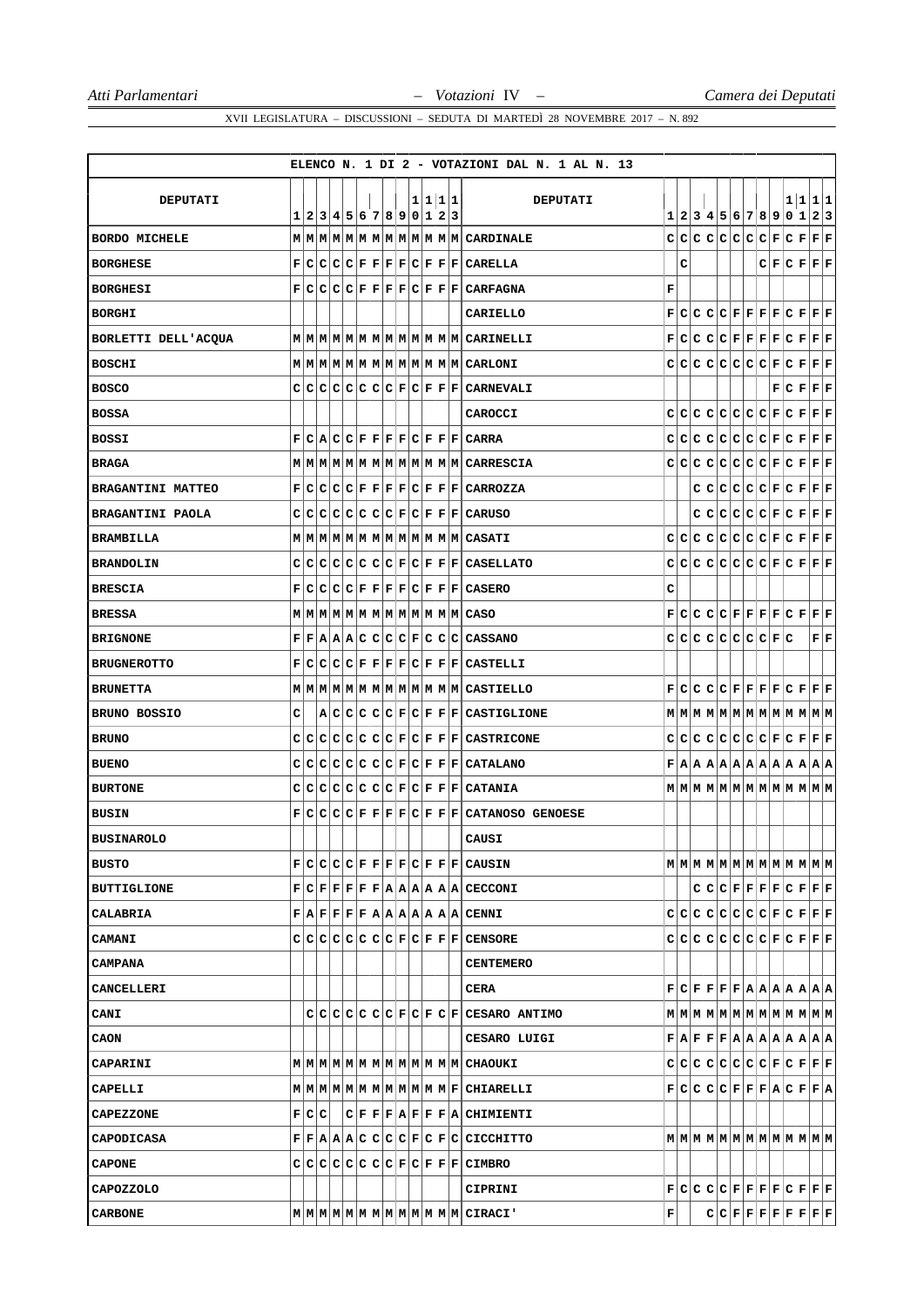| ELENCO N. 1 DI 2 - VOTAZIONI DAL N. 1 AL N. 13 | | | | | | | | | | | | | | | | | | | | | | | | | | | |
|---|---|---|---|---|---|---|---|---|---|---|---|---|---|---|---|---|---|---|---|---|---|---|---|---|---|---|---|
| DEPUTATI | 1 | 2 | 3 | 4 | 5 | 6 | 7 | 8 | 9 | 10 | 11 | 12 | 13 | DEPUTATI | 1 | 2 | 3 | 4 | 5 | 6 | 7 | 8 | 9 | 10 | 11 | 12 | 13 |
| BORDO MICHELE | M | M | M | M | M | M | M | M | M | M | M | M | M | CARDINALE | C | C | C | C | C | C | C | C | F | C | F | F | F |
| BORGHESE | F | C | C | C | C | F | F | F | F | C | F | F | F | CARELLA | | C | | | | | | C | F | C | F | F | F |
| BORGHESI | F | C | C | C | C | F | F | F | F | C | F | F | F | CARFAGNA | F | | | | | | | | | | | | |
| BORGHI | | | | | | | | | | | | | | CARIELLO | F | C | C | C | C | F | F | F | F | C | F | F | F |
| BORLETTI DELL'ACQUA | M | M | M | M | M | M | M | M | M | M | M | M | M | CARINELLI | F | C | C | C | C | F | F | F | F | C | F | F | F |
| BOSCHI | M | M | M | M | M | M | M | M | M | M | M | M | M | CARLONI | C | C | C | C | C | C | C | C | F | C | F | F | F |
| BOSCO | C | C | C | C | C | C | C | C | F | C | F | F | F | CARNEVALI | | | | | | | | | F | C | F | F | F |
| BOSSA | | | | | | | | | | | | | | CAROCCI | C | C | C | C | C | C | C | C | F | C | F | F | F |
| BOSSI | F | C | A | C | C | F | F | F | F | C | F | F | F | CARRA | C | C | C | C | C | C | C | C | F | C | F | F | F |
| BRAGA | M | M | M | M | M | M | M | M | M | M | M | M | M | CARRESCIA | C | C | C | C | C | C | C | C | F | C | F | F | F |
| BRAGANTINI MATTEO | F | C | C | C | C | F | F | F | F | C | F | F | F | CARROZZA | | | C | C | C | C | C | C | F | C | F | F | F |
| BRAGANTINI PAOLA | C | C | C | C | C | C | C | C | F | C | F | F | F | CARUSO | | | C | C | C | C | C | C | F | C | F | F | F |
| BRAMBILLA | M | M | M | M | M | M | M | M | M | M | M | M | M | CASATI | C | C | C | C | C | C | C | C | F | C | F | F | F |
| BRANDOLIN | C | C | C | C | C | C | C | C | F | C | F | F | F | CASELLATO | C | C | C | C | C | C | C | C | F | C | F | F | F |
| BRESCIA | F | C | C | C | C | F | F | F | F | C | F | F | F | CASERO | C | | | | | | | | | | | | |
| BRESSA | M | M | M | M | M | M | M | M | M | M | M | M | M | CASO | F | C | C | C | C | F | F | F | F | C | F | F | F |
| BRIGNONE | F | F | A | A | A | C | C | C | C | F | C | C | C | CASSANO | C | C | C | C | C | C | C | C | F | C | | F | F |
| BRUGNEROTTO | F | C | C | C | C | F | F | F | F | C | F | F | F | CASTELLI | | | | | | | | | | | | | |
| BRUNETTA | M | M | M | M | M | M | M | M | M | M | M | M | M | CASTIELLO | F | C | C | C | C | F | F | F | F | C | F | F | F |
| BRUNO BOSSIO | C | | A | C | C | C | C | C | F | C | F | F | F | CASTIGLIONE | M | M | M | M | M | M | M | M | M | M | M | M | M |
| BRUNO | C | C | C | C | C | C | C | C | F | C | F | F | F | CASTRICONE | C | C | C | C | C | C | C | C | F | C | F | F | F |
| BUENO | C | C | C | C | C | C | C | C | F | C | F | F | F | CATALANO | F | A | A | A | A | A | A | A | A | A | A | A | A |
| BURTONE | C | C | C | C | C | C | C | C | F | C | F | F | F | CATANIA | M | M | M | M | M | M | M | M | M | M | M | M | M |
| BUSIN | F | C | C | C | C | F | F | F | F | C | F | F | F | CATANOSO GENOESE | | | | | | | | | | | | | |
| BUSINAROLO | | | | | | | | | | | | | | CAUSI | | | | | | | | | | | | | |
| BUSTO | F | C | C | C | C | F | F | F | F | C | F | F | F | CAUSIN | M | M | M | M | M | M | M | M | M | M | M | M | M |
| BUTTIGLIONE | F | C | F | F | F | F | F | A | A | A | A | A | A | CECCONI | | | C | C | C | F | F | F | F | C | F | F | F |
| CALABRIA | F | A | F | F | F | F | A | A | A | A | A | A | A | CENNI | C | C | C | C | C | C | C | C | F | C | F | F | F |
| CAMANI | C | C | C | C | C | C | C | C | F | C | F | F | F | CENSORE | C | C | C | C | C | C | C | C | F | C | F | F | F |
| CAMPANA | | | | | | | | | | | | | | CENTEMERO | | | | | | | | | | | | | |
| CANCELLERI | | | | | | | | | | | | | | CERA | F | C | F | F | F | F | A | A | A | A | A | A | A |
| CANI | | C | C | C | C | C | C | C | F | C | F | C | F | CESARO ANTIMO | M | M | M | M | M | M | M | M | M | M | M | M | M |
| CAON | | | | | | | | | | | | | | CESARO LUIGI | F | A | F | F | F | A | A | A | A | A | A | A | A |
| CAPARINI | M | M | M | M | M | M | M | M | M | M | M | M | M | CHAOUKI | C | C | C | C | C | C | C | C | F | C | F | F | F |
| CAPELLI | M | M | M | M | M | M | M | M | M | M | M | M | F | CHIARELLI | F | C | C | C | C | F | F | F | A | C | F | F | A |
| CAPEZZONE | F | C | C | | C | F | F | F | A | F | F | F | A | CHIMIENTI | | | | | | | | | | | | | |
| CAPODICASA | F | F | A | A | A | C | C | C | C | F | C | F | C | CICCHITTO | M | M | M | M | M | M | M | M | M | M | M | M | M |
| CAPONE | C | C | C | C | C | C | C | C | F | C | F | F | F | CIMBRO | | | | | | | | | | | | | |
| CAPOZZOLO | | | | | | | | | | | | | | CIPRINI | F | C | C | C | C | F | F | F | F | C | F | F | F |
| CARBONE | M | M | M | M | M | M | M | M | M | M | M | M | M | CIRACI' | F | | | C | C | F | F | F | F | F | F | F | F |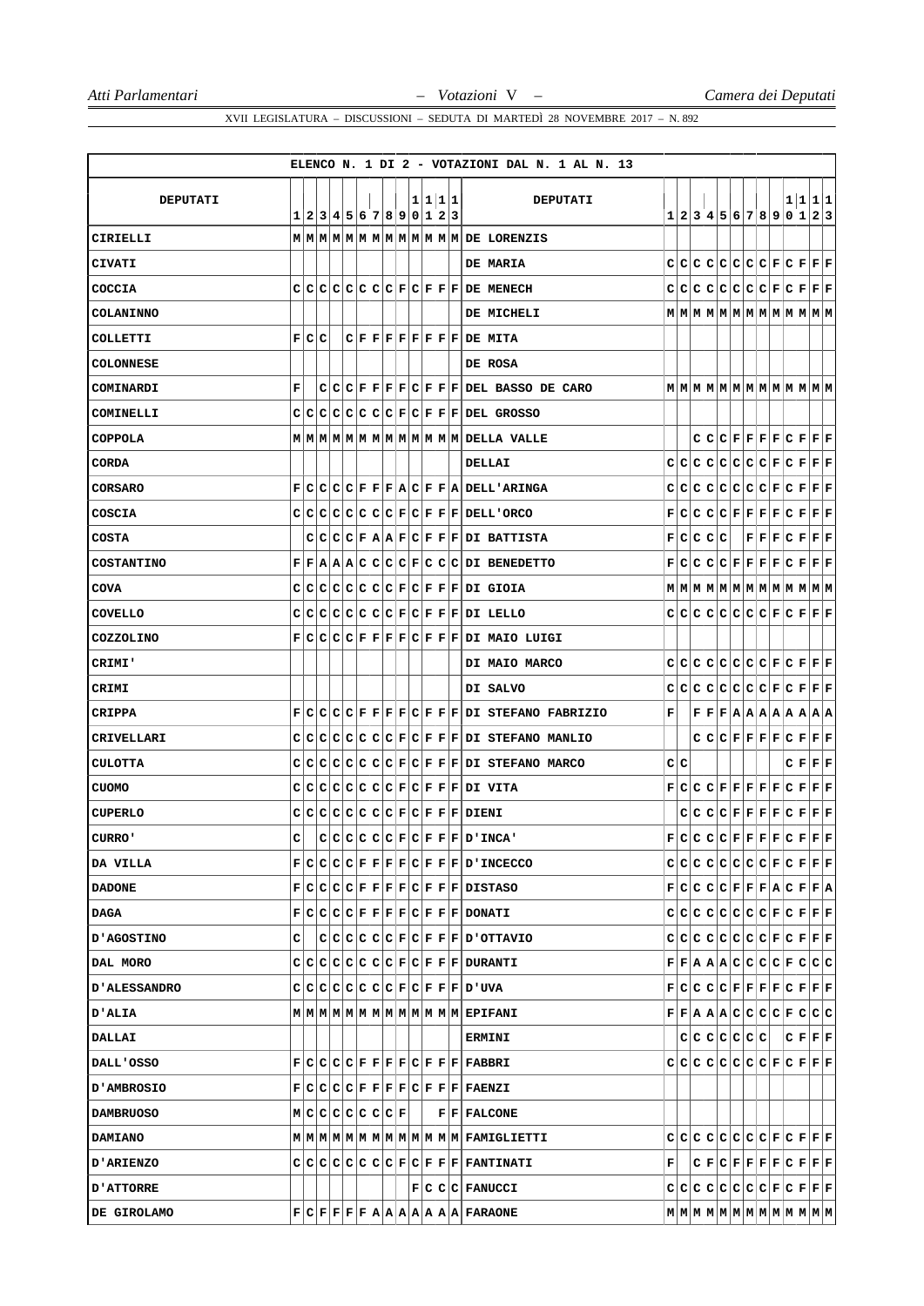ELENCO N. 1 DI 2 - VOTAZIONI DAL N. 1 AL N. 13

| DEPUTATI | 1 | 2 | 3 | 4 | 5 | 6 | 7 | 8 | 9 | 10 | 11 | 12 | 13 | DEPUTATI | 1 | 2 | 3 | 4 | 5 | 6 | 7 | 8 | 9 | 10 | 11 | 12 | 13 |
|---|---|---|---|---|---|---|---|---|---|---|---|---|---|---|---|---|---|---|---|---|---|---|---|---|---|---|---|
| CIRIELLI | M | M | M | M | M | M | M | M | M | M | M | M | M | DE LORENZIS | | | | | | | | | | | | | |
| CIVATI | | | | | | | | | | | | | | DE MARIA | C | C | C | C | C | C | C | C | F | C | F | F | F |
| COCCIA | C | C | C | C | C | C | C | C | F | C | F | F | F | DE MENECH | C | C | C | C | C | C | C | C | F | C | F | F | F |
| COLANINNO | | | | | | | | | | | | | | DE MICHELI | M | M | M | M | M | M | M | M | M | M | M | M | M |
| COLLETTI | F | C | C | | C | F | F | F | F | F | F | F | F | DE MITA | | | | | | | | | | | | | |
| COLONNESE | | | | | | | | | | | | | | DE ROSA | | | | | | | | | | | | | |
| COMINARDI | F | | C | C | C | F | F | F | F | C | F | F | F | DEL BASSO DE CARO | M | M | M | M | M | M | M | M | M | M | M | M | M |
| COMINELLI | C | C | C | C | C | C | C | C | F | C | F | F | F | DEL GROSSO | | | | | | | | | | | | | |
| COPPOLA | M | M | M | M | M | M | M | M | M | M | M | M | M | DELLA VALLE | | | C | C | C | F | F | F | F | C | F | F | F |
| CORDA | | | | | | | | | | | | | | DELLAI | C | C | C | C | C | C | C | C | F | C | F | F | F |
| CORSARO | F | C | C | C | C | F | F | F | A | C | F | F | A | DELL'ARINGA | C | C | C | C | C | C | C | C | F | C | F | F | F |
| COSCIA | C | C | C | C | C | C | C | C | F | C | F | F | F | DELL'ORCO | F | C | C | C | C | F | F | F | F | C | F | F | F |
| COSTA | | C | C | C | C | F | A | A | F | C | F | F | F | DI BATTISTA | F | C | C | C | C | | F | F | F | C | F | F | F |
| COSTANTINO | F | F | A | A | A | C | C | C | C | F | C | C | C | DI BENEDETTO | F | C | C | C | C | F | F | F | F | C | F | F | F |
| COVA | C | C | C | C | C | C | C | C | F | C | F | F | F | DI GIOIA | M | M | M | M | M | M | M | M | M | M | M | M | M |
| COVELLO | C | C | C | C | C | C | C | C | F | C | F | F | F | DI LELLO | C | C | C | C | C | C | C | C | F | C | F | F | F |
| COZZOLINO | F | C | C | C | C | F | F | F | F | C | F | F | F | DI MAIO LUIGI | | | | | | | | | | | | | |
| CRIMI' | | | | | | | | | | | | | | DI MAIO MARCO | C | C | C | C | C | C | C | C | F | C | F | F | F |
| CRIMI | | | | | | | | | | | | | | DI SALVO | C | C | C | C | C | C | C | C | F | C | F | F | F |
| CRIPPA | F | C | C | C | C | F | F | F | F | C | F | F | F | DI STEFANO FABRIZIO | F | | F | F | F | A | A | A | A | A | A | A | A |
| CRIVELLARI | C | C | C | C | C | C | C | C | F | C | F | F | F | DI STEFANO MANLIO | | | C | C | C | F | F | F | F | C | F | F | F |
| CULOTTA | C | C | C | C | C | C | C | C | F | C | F | F | F | DI STEFANO MARCO | C | C | | | | | | | | | C | F | F | F |
| CUOMO | C | C | C | C | C | C | C | C | F | C | F | F | F | DI VITA | F | C | C | C | F | F | F | F | F | C | F | F | F |
| CUPERLO | C | C | C | C | C | C | C | C | F | C | F | F | F | DIENI | | C | C | C | C | F | F | F | F | C | F | F | F |
| CURRO' | C | | C | C | C | C | C | C | F | C | F | F | F | D'INCA' | F | C | C | C | C | F | F | F | F | C | F | F | F |
| DA VILLA | F | C | C | C | C | F | F | F | F | C | F | F | F | D'INCECCO | C | C | C | C | C | C | C | C | F | C | F | F | F |
| DADONE | F | C | C | C | C | F | F | F | F | C | F | F | F | DISTASO | F | C | C | C | C | F | F | F | A | C | F | F | A |
| DAGA | F | C | C | C | C | F | F | F | F | C | F | F | F | DONATI | C | C | C | C | C | C | C | C | F | C | F | F | F |
| D'AGOSTINO | C | | C | C | C | C | C | C | F | C | F | F | F | D'OTTAVIO | C | C | C | C | C | C | C | C | F | C | F | F | F |
| DAL MORO | C | C | C | C | C | C | C | C | F | C | F | F | F | DURANTI | F | F | A | A | A | C | C | C | C | F | C | C | C |
| D'ALESSANDRO | C | C | C | C | C | C | C | C | F | C | F | F | F | D'UVA | F | C | C | C | C | F | F | F | F | C | F | F | F |
| D'ALIA | M | M | M | M | M | M | M | M | M | M | M | M | M | EPIFANI | F | F | A | A | A | C | C | C | C | F | C | C | C |
| DALLAI | | | | | | | | | | | | | | ERMINI | | C | C | C | C | C | C | C | | C | F | F | F |
| DALL'OSSO | F | C | C | C | C | F | F | F | F | C | F | F | F | FABBRI | C | C | C | C | C | C | C | C | F | C | F | F | F |
| D'AMBROSIO | F | C | C | C | C | F | F | F | F | C | F | F | F | FAENZI | | | | | | | | | | | | | |
| DAMBRUOSO | M | C | C | C | C | C | C | C | F | | | F | F | FALCONE | | | | | | | | | | | | | |
| DAMIANO | M | M | M | M | M | M | M | M | M | M | M | M | M | FAMIGLIETTI | C | C | C | C | C | C | C | C | F | C | F | F | F |
| D'ARIENZO | C | C | C | C | C | C | C | C | F | C | F | F | F | FANTINATI | F | | C | F | C | F | F | F | F | C | F | F | F |
| D'ATTORRE | | | | | | | | | | F | C | C | C | FANUCCI | C | C | C | C | C | C | C | C | F | C | F | F | F |
| DE GIROLAMO | F | C | F | F | F | F | A | A | A | A | A | A | A | FARAONE | M | M | M | M | M | M | M | M | M | M | M | M | M |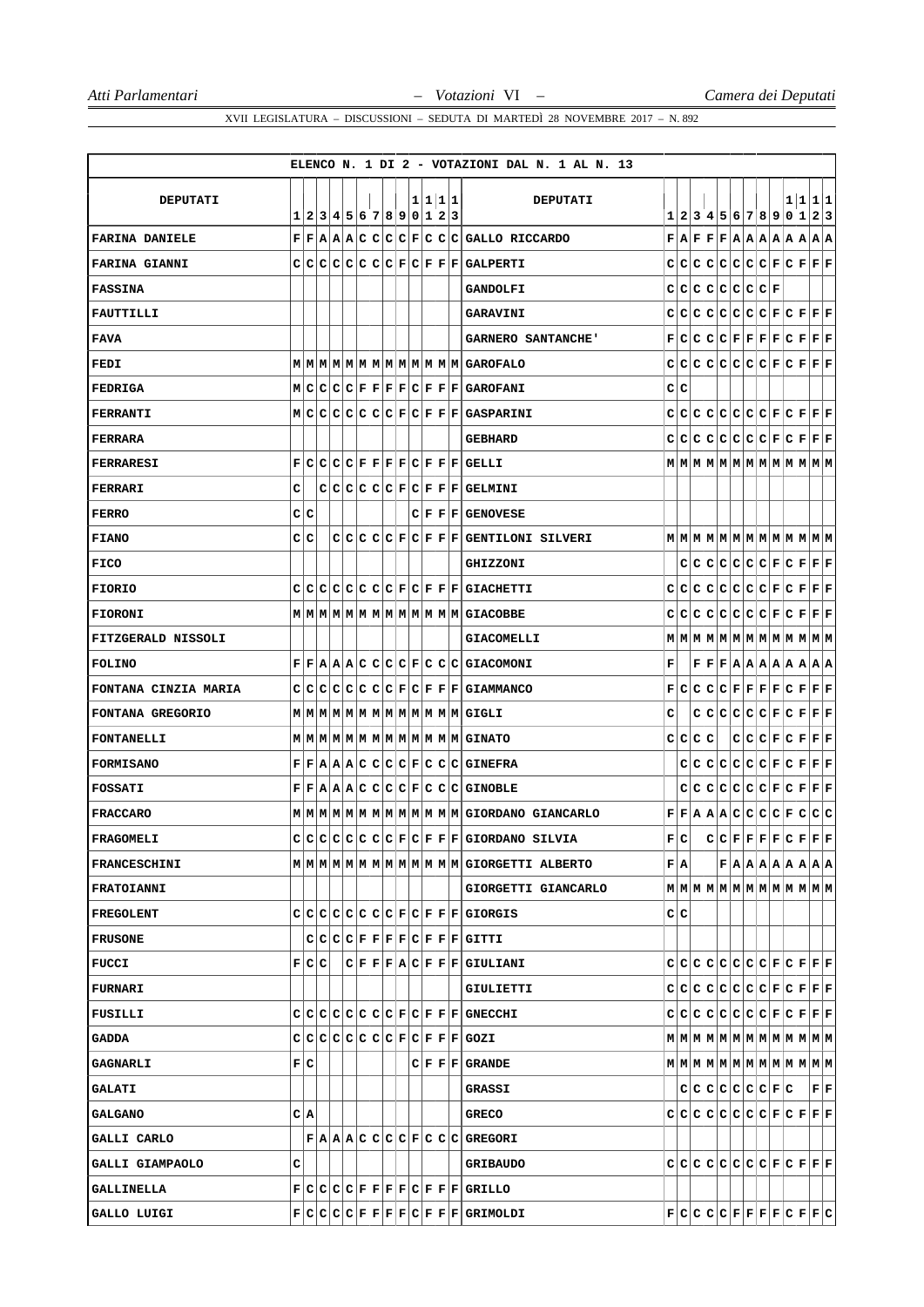ELENCO N. 1 DI 2 - VOTAZIONI DAL N. 1 AL N. 13

| DEPUTATI | 1 | 2 | 3 | 4 | 5 | 6 | 7 | 8 | 9 | 10 | 11 | 12 | 13 | DEPUTATI | 1 | 2 | 3 | 4 | 5 | 6 | 7 | 8 | 9 | 10 | 11 | 12 | 13 |
|---|---|---|---|---|---|---|---|---|---|---|---|---|---|---|---|---|---|---|---|---|---|---|---|---|---|---|---|
| FARINA DANIELE | F | F | A | A | A | C | C | C | C | F | C | C | C | GALLO RICCARDO | F | A | F | F | F | A | A | A | A | A | A | A | A |
| FARINA GIANNI | C | C | C | C | C | C | C | C | F | C | F | F | F | GALPERTI | C | C | C | C | C | C | C | C | F | C | F | F | F |
| FASSINA | | | | | | | | | | | | | | GANDOLFI | C | C | C | C | C | C | C | C | F | | | | |
| FAUTTILLI | | | | | | | | | | | | | | GARAVINI | C | C | C | C | C | C | C | C | F | C | F | F | F |
| FAVA | | | | | | | | | | | | | | GARNERO SANTANCHE' | F | C | C | C | C | F | F | F | F | C | F | F | F |
| FEDI | M | M | M | M | M | M | M | M | M | M | M | M | M | GAROFALO | C | C | C | C | C | C | C | C | F | C | F | F | F |
| FEDRIGA | M | C | C | C | C | F | F | F | F | C | F | F | F | GAROFANI | C | C | | | | | | | | | | | |
| FERRANTI | M | C | C | C | C | C | C | C | F | C | F | F | F | GASPARINI | C | C | C | C | C | C | C | C | F | C | F | F | F |
| FERRARA | | | | | | | | | | | | | | GEBHARD | C | C | C | C | C | C | C | C | F | C | F | F | F |
| FERRARESI | F | C | C | C | C | F | F | F | F | C | F | F | F | GELLI | M | M | M | M | M | M | M | M | M | M | M | M | M |
| FERRARI | C | | C | C | C | C | C | C | F | C | F | F | F | GELMINI | | | | | | | | | | | | | |
| FERRO | C | C | | | | | | | | C | F | F | F | GENOVESE | | | | | | | | | | | | | |
| FIANO | C | C | | C | C | C | C | C | F | C | F | F | F | GENTILONI SILVERI | M | M | M | M | M | M | M | M | M | M | M | M | M |
| FICO | | | | | | | | | | | | | | GHIZZONI | | C | C | C | C | C | C | C | F | C | F | F | F |
| FIORIO | C | C | C | C | C | C | C | C | F | C | F | F | F | GIACHETTI | C | C | C | C | C | C | C | C | F | C | F | F | F |
| FIORONI | M | M | M | M | M | M | M | M | M | M | M | M | M | GIACOBBE | C | C | C | C | C | C | C | C | F | C | F | F | F |
| FITZGERALD NISSOLI | | | | | | | | | | | | | | GIACOMELLI | M | M | M | M | M | M | M | M | M | M | M | M | M |
| FOLINO | F | F | A | A | A | C | C | C | C | F | C | C | C | GIACOMONI | F | | F | F | F | A | A | A | A | A | A | A | A |
| FONTANA CINZIA MARIA | C | C | C | C | C | C | C | C | F | C | F | F | F | GIAMMANCO | F | C | C | C | C | F | F | F | F | C | F | F | F |
| FONTANA GREGORIO | M | M | M | M | M | M | M | M | M | M | M | M | M | GIGLI | C | | C | C | C | C | C | C | F | C | F | F | F |
| FONTANELLI | M | M | M | M | M | M | M | M | M | M | M | M | M | GINATO | C | C | C | C | | C | C | C | F | C | F | F | F |
| FORMISANO | F | F | A | A | A | C | C | C | C | F | C | C | C | GINEFRA | | C | C | C | C | C | C | C | F | C | F | F | F |
| FOSSATI | F | F | A | A | A | C | C | C | C | F | C | C | C | GINOBLE | | C | C | C | C | C | C | C | F | C | F | F | F |
| FRACCARO | M | M | M | M | M | M | M | M | M | M | M | M | M | GIORDANO GIANCARLO | F | F | A | A | A | C | C | C | C | F | C | C | C |
| FRAGOMELI | C | C | C | C | C | C | C | C | F | C | F | F | F | GIORDANO SILVIA | F | C | | C | C | F | F | F | F | C | F | F | F |
| FRANCESCHINI | M | M | M | M | M | M | M | M | M | M | M | M | M | GIORGETTI ALBERTO | F | A | | | F | A | A | A | A | A | A | A | A |
| FRATOIANNI | | | | | | | | | | | | | | GIORGETTI GIANCARLO | M | M | M | M | M | M | M | M | M | M | M | M | M |
| FREGOLENT | C | C | C | C | C | C | C | C | F | C | F | F | F | GIORGIS | C | C | | | | | | | | | | | |
| FRUSONE | | C | C | C | C | F | F | F | F | C | F | F | F | GITTI | | | | | | | | | | | | | |
| FUCCI | F | C | C | | C | F | F | F | A | C | F | F | F | GIULIANI | C | C | C | C | C | C | C | C | F | C | F | F | F |
| FURNARI | | | | | | | | | | | | | | GIULIETTI | C | C | C | C | C | C | C | C | F | C | F | F | F |
| FUSILLI | C | C | C | C | C | C | C | C | F | C | F | F | F | GNECCHI | C | C | C | C | C | C | C | C | F | C | F | F | F |
| GADDA | C | C | C | C | C | C | C | C | F | C | F | F | F | GOZI | M | M | M | M | M | M | M | M | M | M | M | M | M |
| GAGNARLI | F | C | | | | | | | | C | F | F | F | GRANDE | M | M | M | M | M | M | M | M | M | M | M | M | M |
| GALATI | | | | | | | | | | | | | | GRASSI | | C | C | C | C | C | C | C | F | C | | F | F |
| GALGANO | C | A | | | | | | | | | | | | GRECO | C | C | C | C | C | C | C | C | F | C | F | F | F |
| GALLI CARLO | | F | A | A | A | C | C | C | C | F | C | C | C | GREGORI | | | | | | | | | | | | | |
| GALLI GIAMPAOLO | C | | | | | | | | | | | | | GRIBAUDO | C | C | C | C | C | C | C | C | F | C | F | F | F |
| GALLINELLA | F | C | C | C | C | F | F | F | F | C | F | F | F | GRILLO | | | | | | | | | | | | | |
| GALLO LUIGI | F | C | C | C | C | F | F | F | F | C | F | F | F | GRIMOLDI | F | C | C | C | C | F | F | F | F | C | F | F | C |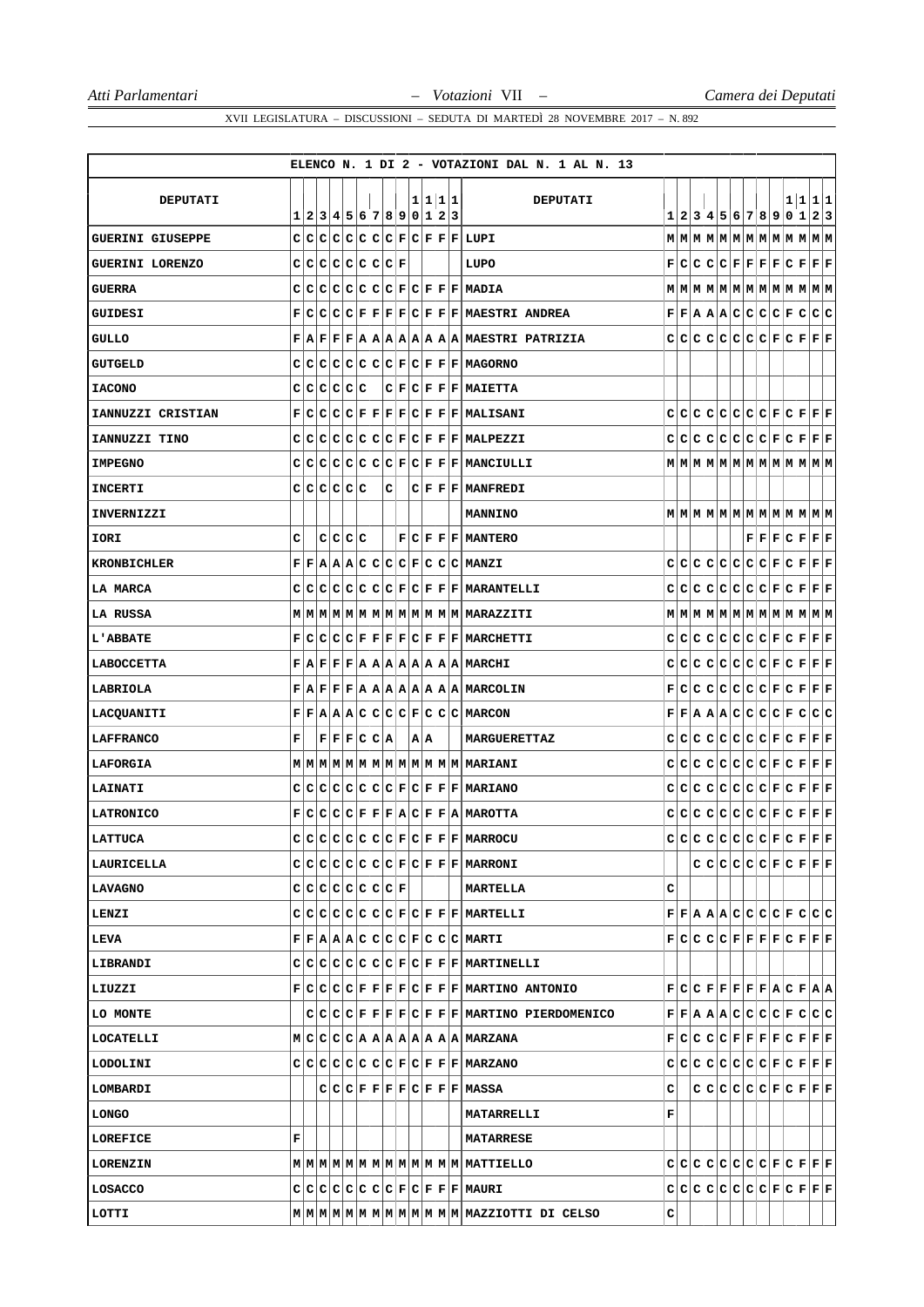**ELENCO N. 1 DI 2 - VOTAZIONI DAL N. 1 AL N. 13**

| DEPUTATI | 1 | 2 | 3 | 4 | 5 | 6 | 7 | 8 | 9 | 10 | 11 | 12 | 13 | DEPUTATI | 1 | 2 | 3 | 4 | 5 | 6 | 7 | 8 | 9 | 10 | 11 | 12 | 13 |
|---|---|---|---|---|---|---|---|---|---|---|---|---|---|---|---|---|---|---|---|---|---|---|---|---|---|---|---|
| GUERINI GIUSEPPE | C | C | C | C | C | C | C | C | F | C | F | F | F | LUPI | M | M | M | M | M | M | M | M | M | M | M | M | M |
| GUERINI LORENZO | C | C | C | C | C | C | C | C | F | | | | | LUPO | F | C | C | C | C | F | F | F | F | C | F | F | F |
| GUERRA | C | C | C | C | C | C | C | C | F | C | F | F | F | MADIA | M | M | M | M | M | M | M | M | M | M | M | M | M |
| GUIDESI | F | C | C | C | C | F | F | F | F | C | F | F | F | MAESTRI ANDREA | F | F | A | A | A | C | C | C | C | F | C | C | C |
| GULLO | F | A | F | F | F | A | A | A | A | A | A | A | A | MAESTRI PATRIZIA | C | C | C | C | C | C | C | C | F | C | F | F | F |
| GUTGELD | C | C | C | C | C | C | C | C | F | C | F | F | F | MAGORNO | | | | | | | | | | | | | |
| IACONO | C | C | C | C | C | C | | C | F | C | F | F | F | MAIETTA | | | | | | | | | | | | | |
| IANNUZZI CRISTIAN | F | C | C | C | C | F | F | F | F | C | F | F | F | MALISANI | C | C | C | C | C | C | C | C | F | C | F | F | F |
| IANNUZZI TINO | C | C | C | C | C | C | C | C | F | C | F | F | F | MALPEZZI | C | C | C | C | C | C | C | C | F | C | F | F | F |
| IMPEGNO | C | C | C | C | C | C | C | C | F | C | F | F | F | MANCIULLI | M | M | M | M | M | M | M | M | M | M | M | M | M |
| INCERTI | C | C | C | C | C | C | | C | | C | F | F | F | MANFREDI | | | | | | | | | | | | | |
| INVERNIZZI | | | | | | | | | | | | | | MANNINO | M | M | M | M | M | M | M | M | M | M | M | M | M |
| IORI | C | | C | C | C | C | | | F | C | F | F | F | MANTERO | | | | | | | F | F | F | C | F | F | F |
| KRONBICHLER | F | F | A | A | A | C | C | C | C | F | C | C | C | MANZI | C | C | C | C | C | C | C | C | F | C | F | F | F |
| LA MARCA | C | C | C | C | C | C | C | C | F | C | F | F | F | MARANTELLI | C | C | C | C | C | C | C | C | F | C | F | F | F |
| LA RUSSA | M | M | M | M | M | M | M | M | M | M | M | M | M | MARAZZITI | M | M | M | M | M | M | M | M | M | M | M | M | M |
| L'ABBATE | F | C | C | C | C | F | F | F | F | C | F | F | F | MARCHETTI | C | C | C | C | C | C | C | C | F | C | F | F | F |
| LABOCCETTA | F | A | F | F | F | A | A | A | A | A | A | A | A | MARCHI | C | C | C | C | C | C | C | C | F | C | F | F | F |
| LABRIOLA | F | A | F | F | F | A | A | A | A | A | A | A | A | MARCOLIN | F | C | C | C | C | C | C | C | F | C | F | F | F |
| LACQUANITI | F | F | A | A | A | C | C | C | C | F | C | C | C | MARCON | F | F | A | A | A | C | C | C | C | F | C | C | C |
| LAFFRANCO | F | | F | F | F | C | C | A | | A | A | | | MARGUERETTAZ | C | C | C | C | C | C | C | C | F | C | F | F | F |
| LAFORGIA | M | M | M | M | M | M | M | M | M | M | M | M | M | MARIANI | C | C | C | C | C | C | C | C | F | C | F | F | F |
| LAINATI | C | C | C | C | C | C | C | C | F | C | F | F | F | MARIANO | C | C | C | C | C | C | C | C | F | C | F | F | F |
| LATRONICO | F | C | C | C | C | F | F | F | A | C | F | F | A | MAROTTA | C | C | C | C | C | C | C | C | F | C | F | F | F |
| LATTUCA | C | C | C | C | C | C | C | C | F | C | F | F | F | MARROCU | C | C | C | C | C | C | C | C | F | C | F | F | F |
| LAURICELLA | C | C | C | C | C | C | C | C | F | C | F | F | F | MARRONI | | | C | C | C | C | C | C | F | C | F | F | F |
| LAVAGNO | C | C | C | C | C | C | C | C | F | | | | | MARTELLA | C | | | | | | | | | | | | |
| LENZI | C | C | C | C | C | C | C | C | F | C | F | F | F | MARTELLI | F | F | A | A | A | C | C | C | C | F | C | C | C |
| LEVA | F | F | A | A | A | C | C | C | C | F | C | C | C | MARTI | F | C | C | C | C | F | F | F | F | C | F | F | F |
| LIBRANDI | C | C | C | C | C | C | C | C | F | C | F | F | F | MARTINELLI | | | | | | | | | | | | | |
| LIUZZI | F | C | C | C | C | F | F | F | F | C | F | F | F | MARTINO ANTONIO | F | C | C | F | F | F | F | F | A | C | F | A | A |
| LO MONTE | | C | C | C | C | F | F | F | F | C | F | F | F | MARTINO PIERDOMENICO | F | F | A | A | A | C | C | C | C | F | C | C | C |
| LOCATELLI | M | C | C | C | C | A | A | A | A | A | A | A | A | MARZANA | F | C | C | C | C | F | F | F | F | C | F | F | F |
| LODOLINI | C | C | C | C | C | C | C | C | F | C | F | F | F | MARZANO | C | C | C | C | C | C | C | C | F | C | F | F | F |
| LOMBARDI | | | C | C | C | F | F | F | F | C | F | F | F | MASSA | C | | C | C | C | C | C | C | F | C | F | F | F |
| LONGO | | | | | | | | | | | | | | MATARRELLI | F | | | | | | | | | | | | |
| LOREFICE | F | | | | | | | | | | | | | MATARRESE | | | | | | | | | | | | | |
| LORENZIN | M | M | M | M | M | M | M | M | M | M | M | M | M | MATTIELLO | C | C | C | C | C | C | C | C | F | C | F | F | F |
| LOSACCO | C | C | C | C | C | C | C | C | F | C | F | F | F | MAURI | C | C | C | C | C | C | C | C | F | C | F | F | F |
| LOTTI | M | M | M | M | M | M | M | M | M | M | M | M | M | MAZZIOTTI DI CELSO | C | | | | | | | | | | | | |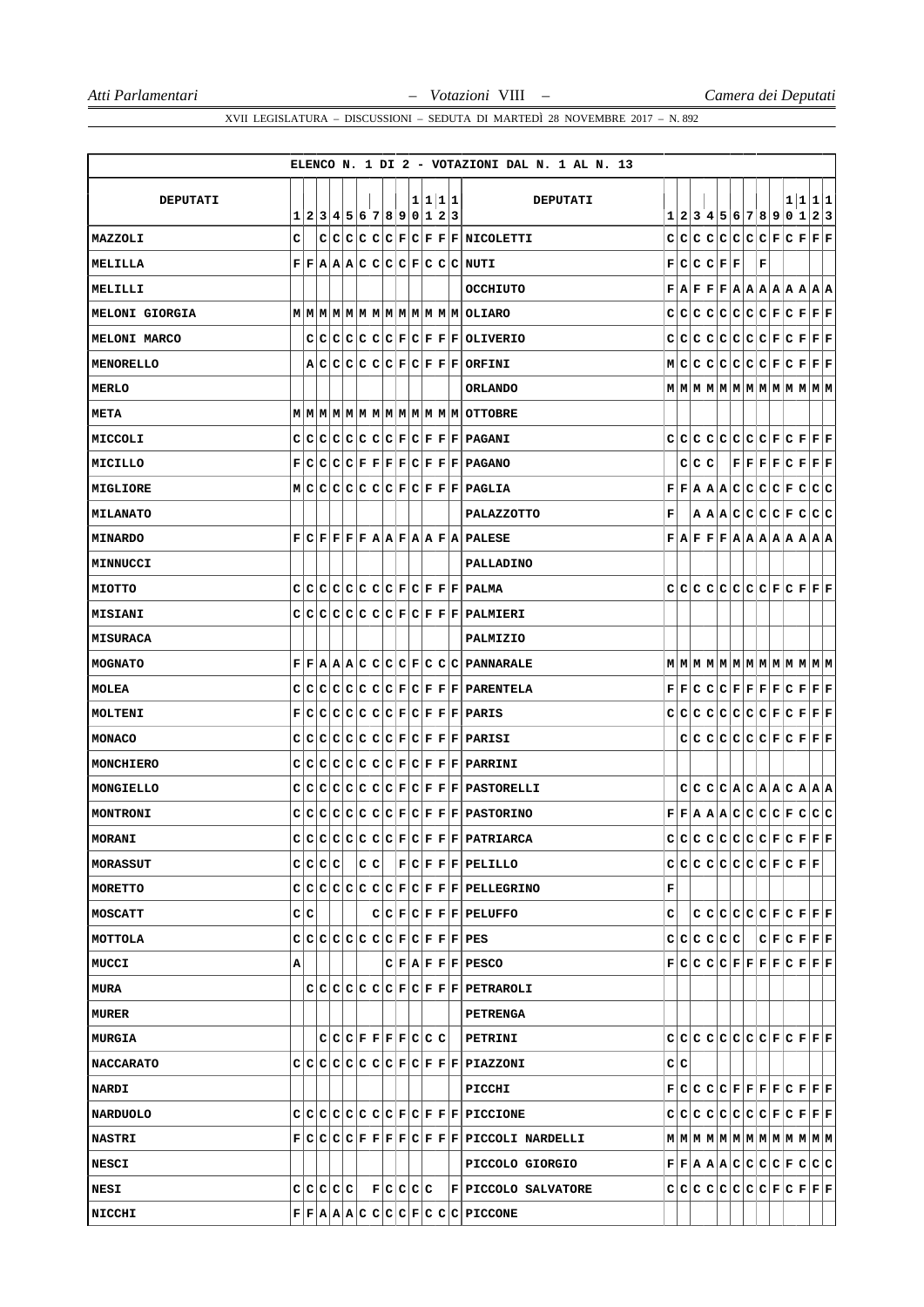ELENCO N. 1 DI 2 - VOTAZIONI DAL N. 1 AL N. 13

| DEPUTATI | 1 | 2 | 3 | 4 | 5 | 6 | 7 | 8 | 9 | 10 | 11 | 12 | 13 | DEPUTATI | 1 | 2 | 3 | 4 | 5 | 6 | 7 | 8 | 9 | 10 | 11 | 12 | 13 |
|---|---|---|---|---|---|---|---|---|---|---|---|---|---|---|---|---|---|---|---|---|---|---|---|---|---|---|---|
| MAZZOLI | C | | C | C | C | C | C | C | F | C | F | F | F | NICOLETTI | C | C | C | C | C | C | C | C | F | C | F | F | F |
| MELILLA | F | F | A | A | A | C | C | C | C | F | C | C | C | NUTI | F | C | C | C | F | F | | F | | | | | |
| MELILLI | | | | | | | | | | | | | | OCCHIUTO | F | A | F | F | F | A | A | A | A | A | A | A | A |
| MELONI GIORGIA | M | M | M | M | M | M | M | M | M | M | M | M | M | OLIARO | C | C | C | C | C | C | C | C | F | C | F | F | F |
| MELONI MARCO | | C | C | C | C | C | C | C | F | C | F | F | F | OLIVERIO | C | C | C | C | C | C | C | C | F | C | F | F | F |
| MENORELLO | | A | C | C | C | C | C | C | F | C | F | F | F | ORFINI | M | C | C | C | C | C | C | C | F | C | F | F | F |
| MERLO | | | | | | | | | | | | | | ORLANDO | M | M | M | M | M | M | M | M | M | M | M | M | M |
| META | M | M | M | M | M | M | M | M | M | M | M | M | M | OTTOBRE | | | | | | | | | | | | | |
| MICCOLI | C | C | C | C | C | C | C | C | F | C | F | F | F | PAGANI | C | C | C | C | C | C | C | C | F | C | F | F | F |
| MICILLO | F | C | C | C | C | F | F | F | F | C | F | F | F | PAGANO | | C | C | C | | F | F | F | F | C | F | F | F |
| MIGLIORE | M | C | C | C | C | C | C | C | F | C | F | F | F | PAGLIA | F | F | A | A | A | C | C | C | C | F | C | C | C |
| MILANATO | | | | | | | | | | | | | | PALAZZOTTO | F | | A | A | A | C | C | C | C | F | C | C | C |
| MINARDO | F | C | F | F | F | F | A | A | F | A | A | F | A | PALESE | F | A | F | F | F | A | A | A | A | A | A | A | A |
| MINNUCCI | | | | | | | | | | | | | | PALLADINO | | | | | | | | | | | | | |
| MIOTTO | C | C | C | C | C | C | C | C | F | C | F | F | F | PALMA | C | C | C | C | C | C | C | C | F | C | F | F | F |
| MISIANI | C | C | C | C | C | C | C | C | F | C | F | F | F | PALMIERI | | | | | | | | | | | | | |
| MISURACA | | | | | | | | | | | | | | PALMIZIO | | | | | | | | | | | | | |
| MOGNATO | F | F | A | A | A | C | C | C | C | F | C | C | C | PANNARALE | M | M | M | M | M | M | M | M | M | M | M | M | M |
| MOLEA | C | C | C | C | C | C | C | C | F | C | F | F | F | PARENTELA | F | F | C | C | C | F | F | F | F | C | F | F | F |
| MOLTENI | F | C | C | C | C | C | C | C | F | C | F | F | F | PARIS | C | C | C | C | C | C | C | C | F | C | F | F | F |
| MONACO | C | C | C | C | C | C | C | C | F | C | F | F | F | PARISI | | C | C | C | C | C | C | C | F | C | F | F | F |
| MONCHIERO | C | C | C | C | C | C | C | C | F | C | F | F | F | PARRINI | | | | | | | | | | | | | |
| MONGIELLO | C | C | C | C | C | C | C | C | F | C | F | F | F | PASTORELLI | | C | C | C | C | A | C | A | A | C | A | A | A |
| MONTRONI | C | C | C | C | C | C | C | C | F | C | F | F | F | PASTORINO | F | F | A | A | A | C | C | C | C | F | C | C | C |
| MORANI | C | C | C | C | C | C | C | C | F | C | F | F | F | PATRIARCA | C | C | C | C | C | C | C | C | F | C | F | F | F |
| MORASSUT | C | C | C | C | | C | C | | F | C | F | F | F | PELILLO | C | C | C | C | C | C | C | C | F | C | F | F | |
| MORETTO | C | C | C | C | C | C | C | C | F | C | F | F | F | PELLEGRINO | F | | | | | | | | | | | | |
| MOSCATT | C | C | | | | | C | C | F | C | F | F | F | PELUFFO | C | | C | C | C | C | C | C | F | C | F | F | F |
| MOTTOLA | C | C | C | C | C | C | C | C | F | C | F | F | F | PES | C | C | C | C | C | C | | C | F | C | F | F | F |
| MUCCI | A | | | | | | C | F | A | F | F | F | | PESCO | F | C | C | C | C | F | F | F | F | C | F | F | F |
| MURA | | C | C | C | C | C | C | C | F | C | F | F | F | PETRAROLI | | | | | | | | | | | | | |
| MURER | | | | | | | | | | | | | | PETRENGA | | | | | | | | | | | | | |
| MURGIA | | | C | C | C | F | F | F | F | C | C | C | | PETRINI | C | C | C | C | C | C | C | C | F | C | F | F | F |
| NACCARATO | C | C | C | C | C | C | C | C | F | C | F | F | F | PIAZZONI | C | C | | | | | | | | | | | |
| NARDI | | | | | | | | | | | | | | PICCHI | F | C | C | C | C | F | F | F | F | C | F | F | F |
| NARDUOLO | C | C | C | C | C | C | C | C | F | C | F | F | F | PICCIONE | C | C | C | C | C | C | C | C | F | C | F | F | F |
| NASTRI | F | C | C | C | C | F | F | F | F | C | F | F | F | PICCOLI NARDELLI | M | M | M | M | M | M | M | M | M | M | M | M | M |
| NESCI | | | | | | | | | | | | | | PICCOLO GIORGIO | F | F | A | A | A | C | C | C | C | F | C | C | C |
| NESI | C | C | C | C | C | | F | C | C | C | C | | F | PICCOLO SALVATORE | C | C | C | C | C | C | C | C | F | C | F | F | F |
| NICCHI | F | F | A | A | A | C | C | C | C | F | C | C | C | PICCONE | | | | | | | | | | | | | |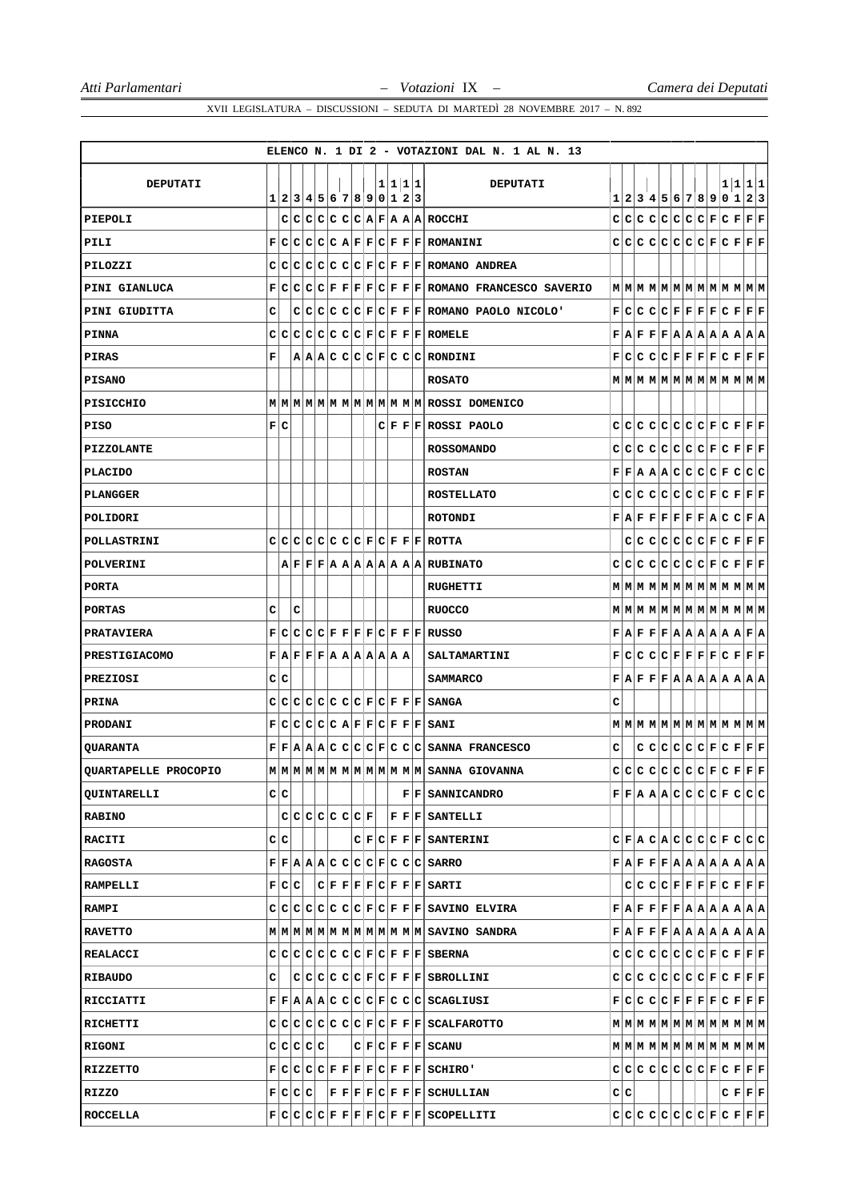ELENCO N. 1 DI 2 - VOTAZIONI DAL N. 1 AL N. 13

| DEPUTATI | 1 | 2 | 3 | 4 | 5 | 6 | 7 | 8 | 9 | 10 | 11 | 12 | 13 | DEPUTATI | 1 | 2 | 3 | 4 | 5 | 6 | 7 | 8 | 9 | 10 | 11 | 12 | 13 |
|---|---|---|---|---|---|---|---|---|---|---|---|---|---|---|---|---|---|---|---|---|---|---|---|---|---|---|---|
| PIEPOLI | | C | C | C | C | C | C | C | A | F | A | A | A | ROCCHI | C | C | C | C | C | C | C | C | F | C | F | F | F |
| PILI | F | C | C | C | C | C | A | F | F | C | F | F | F | ROMANINI | C | C | C | C | C | C | C | C | F | C | F | F | F |
| PILOZZI | C | C | C | C | C | C | C | C | F | C | F | F | F | ROMANO ANDREA | | | | | | | | | | | | | |
| PINI GIANLUCA | F | C | C | C | C | F | F | F | F | C | F | F | F | ROMANO FRANCESCO SAVERIO | M | M | M | M | M | M | M | M | M | M | M | M | M |
| PINI GIUDITTA | C | | C | C | C | C | C | C | F | C | F | F | F | ROMANO PAOLO NICOLO' | F | C | C | C | C | F | F | F | F | C | F | F | F |
| PINNA | C | C | C | C | C | C | C | C | F | C | F | F | F | ROMELE | F | A | F | F | F | A | A | A | A | A | A | A | A |
| PIRAS | F | | A | A | A | C | C | C | C | F | C | C | C | RONDINI | F | C | C | C | C | F | F | F | F | C | F | F | F |
| PISANO | | | | | | | | | | | | | | ROSATO | M | M | M | M | M | M | M | M | M | M | M | M | M |
| PISICCHIO | M | M | M | M | M | M | M | M | M | M | M | M | M | ROSSI DOMENICO | | | | | | | | | | | | | |
| PISO | F | C | | | | | | | | C | F | F | F | ROSSI PAOLO | C | C | C | C | C | C | C | C | F | C | F | F | F |
| PIZZOLANTE | | | | | | | | | | | | | | ROSSOMANDO | C | C | C | C | C | C | C | C | F | C | F | F | F |
| PLACIDO | | | | | | | | | | | | | | ROSTAN | F | F | A | A | A | C | C | C | C | F | C | C | C |
| PLANGGER | | | | | | | | | | | | | | ROSTELLATO | C | C | C | C | C | C | C | C | F | C | F | F | F |
| POLIDORI | | | | | | | | | | | | | | ROTONDI | F | A | F | F | F | F | F | F | A | C | C | F | A |
| POLLASTRINI | C | C | C | C | C | C | C | C | F | C | F | F | F | ROTTA | | C | C | C | C | C | C | C | F | C | F | F | F |
| POLVERINI | | A | F | F | F | A | A | A | A | A | A | A | A | RUBINATO | C | C | C | C | C | C | C | C | F | C | F | F | F |
| PORTA | | | | | | | | | | | | | | RUGHETTI | M | M | M | M | M | M | M | M | M | M | M | M | M |
| PORTAS | C | | C | | | | | | | | | | | RUOCCO | M | M | M | M | M | M | M | M | M | M | M | M | M |
| PRATAVIERA | F | C | C | C | C | F | F | F | F | C | F | F | F | RUSSO | F | A | F | F | F | A | A | A | A | A | A | F | A |
| PRESTIGIACOMO | F | A | F | F | F | A | A | A | A | A | A | A | | SALTAMARTINI | F | C | C | C | C | F | F | F | F | C | F | F | F |
| PREZIOSI | C | C | | | | | | | | | | | | SAMMARCO | F | A | F | F | F | A | A | A | A | A | A | A | A |
| PRINA | C | C | C | C | C | C | C | C | F | C | F | F | F | SANGA | C | | | | | | | | | | | | |
| PRODANI | F | C | C | C | C | C | A | F | F | C | F | F | F | SANI | M | M | M | M | M | M | M | M | M | M | M | M | M |
| QUARANTA | F | F | A | A | A | C | C | C | C | F | C | C | C | SANNA FRANCESCO | C | | C | C | C | C | C | C | F | C | F | F | F |
| QUARTAPELLE PROCOPIO | M | M | M | M | M | M | M | M | M | M | M | M | M | SANNA GIOVANNA | C | C | C | C | C | C | C | C | F | C | F | F | F |
| QUINTARELLI | C | C | | | | | | | | | | F | F | SANNICANDRO | F | F | A | A | A | C | C | C | C | F | C | C | C |
| RABINO | | | C | C | C | C | C | C | F | | F | F | F | SANTELLI | | | | | | | | | | | | | |
| RACITI | C | C | | | | | | C | F | C | F | F | F | SANTERINI | C | F | A | C | A | C | C | C | C | F | C | C | C |
| RAGOSTA | F | F | A | A | A | C | C | C | C | F | C | C | C | SARRO | F | A | F | F | F | A | A | A | A | A | A | A | A |
| RAMPELLI | F | C | C | | C | F | F | F | F | C | F | F | F | SARTI | | C | C | C | C | F | F | F | F | C | F | F | F |
| RAMPI | C | C | C | C | C | C | C | C | F | C | F | F | F | SAVINO ELVIRA | F | A | F | F | F | F | A | A | A | A | A | A | A |
| RAVETTO | M | M | M | M | M | M | M | M | M | M | M | M | M | SAVINO SANDRA | F | A | F | F | F | A | A | A | A | A | A | A | A |
| REALACCI | C | C | C | C | C | C | C | C | F | C | F | F | F | SBERNA | C | C | C | C | C | C | C | C | F | C | F | F | F |
| RIBAUDO | C | | C | C | C | C | C | C | F | C | F | F | F | SBROLLINI | C | C | C | C | C | C | C | C | F | C | F | F | F |
| RICCIATTI | F | F | A | A | A | C | C | C | C | F | C | C | C | SCAGLIUSI | F | C | C | C | C | F | F | F | F | C | F | F | F |
| RICHETTI | C | C | C | C | C | C | C | C | F | C | F | F | F | SCALFAROTTO | M | M | M | M | M | M | M | M | M | M | M | M | M |
| RIGONI | C | C | C | C | C | | | C | F | C | F | F | F | SCANU | M | M | M | M | M | M | M | M | M | M | M | M | M |
| RIZZETTO | F | C | C | C | C | F | F | F | F | C | F | F | F | SCHIRO' | C | C | C | C | C | C | C | C | F | C | F | F | F |
| RIZZO | F | C | C | C | | F | F | F | F | C | F | F | F | SCHULLIAN | C | C | | | | | | | | C | F | F | F |
| ROCCELLA | F | C | C | C | C | F | F | F | F | C | F | F | F | SCOPELLITI | C | C | C | C | C | C | C | C | F | C | F | F | F |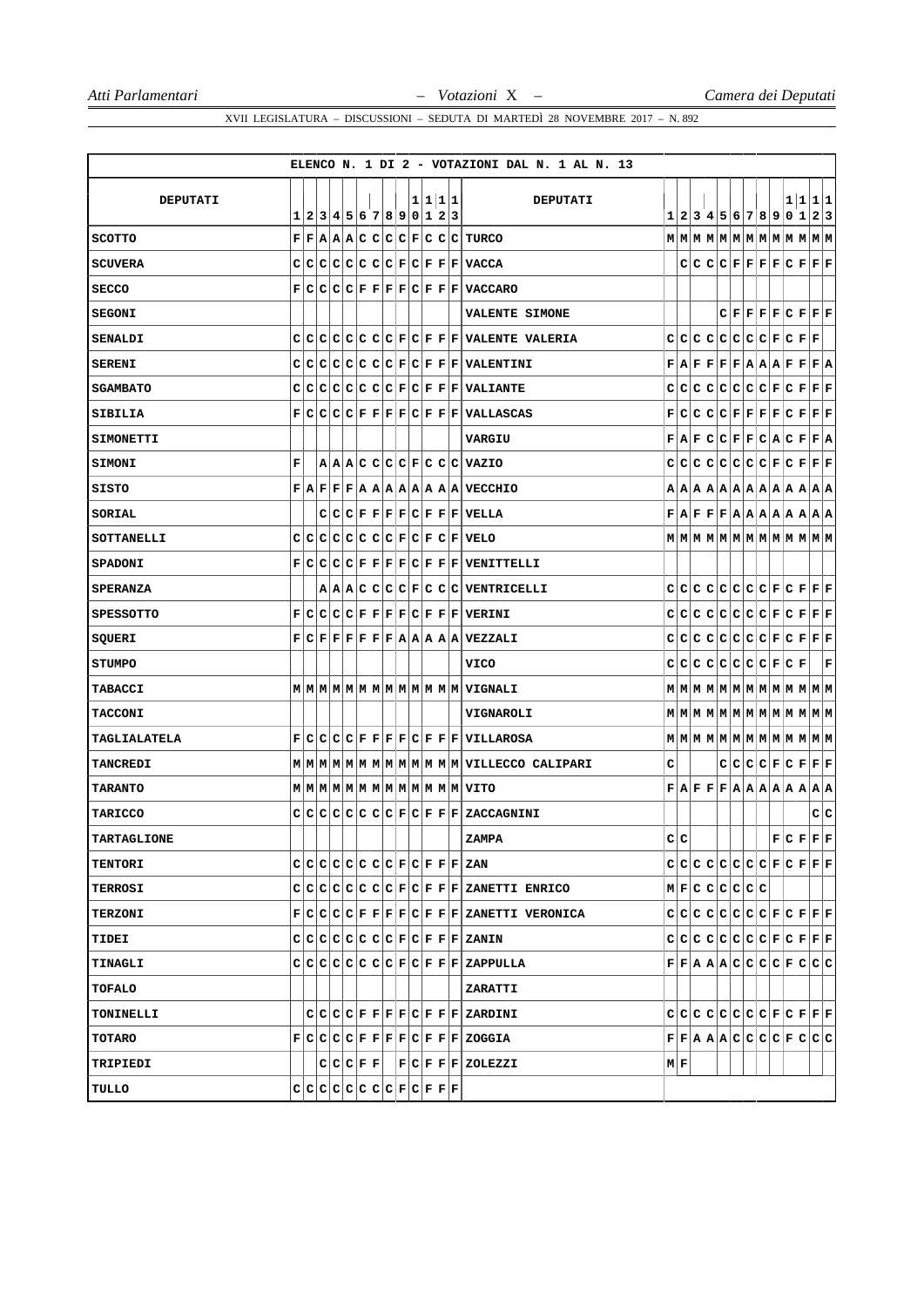ELENCO N. 1 DI 2 - VOTAZIONI DAL N. 1 AL N. 13

| DEPUTATI | 1 | 2 | 3 | 4 | 5 | 6 | 7 | 8 | 9 | 10 | 11 | 12 | 13 | DEPUTATI | 1 | 2 | 3 | 4 | 5 | 6 | 7 | 8 | 9 | 10 | 11 | 12 | 13 |
|---|---|---|---|---|---|---|---|---|---|---|---|---|---|---|---|---|---|---|---|---|---|---|---|---|---|---|---|
| SCOTTO | F | F | A | A | A | C | C | C | C | F | C | C | C | TURCO | M | M | M | M | M | M | M | M | M | M | M | M | M |
| SCUVERA | C | C | C | C | C | C | C | C | F | C | F | F | F | VACCA | | C | C | C | C | F | F | F | F | C | F | F | F |
| SECCO | F | C | C | C | C | F | F | F | F | C | F | F | F | VACCARO | | | | | | | | | | | | | |
| SEGONI | | | | | | | | | | | | | | VALENTE SIMONE | | | | | C | F | F | F | F | C | F | F | F |
| SENALDI | C | C | C | C | C | C | C | C | F | C | F | F | F | VALENTE VALERIA | C | C | C | C | C | C | C | C | F | C | F | F | |
| SERENI | C | C | C | C | C | C | C | C | F | C | F | F | F | VALENTINI | F | A | F | F | F | F | A | A | A | F | F | F | A |
| SGAMBATO | C | C | C | C | C | C | C | C | F | C | F | F | F | VALIANTE | C | C | C | C | C | C | C | C | F | C | F | F | F |
| SIBILIA | F | C | C | C | C | F | F | F | F | C | F | F | F | VALLASCAS | F | C | C | C | C | F | F | F | F | C | F | F | F |
| SIMONETTI | | | | | | | | | | | | | | VARGIU | F | A | F | C | C | F | F | C | A | C | F | F | A |
| SIMONI | F | | A | A | A | C | C | C | C | F | C | C | C | VAZIO | C | C | C | C | C | C | C | C | F | C | F | F | F |
| SISTO | F | A | F | F | F | A | A | A | A | A | A | A | A | VECCHIO | A | A | A | A | A | A | A | A | A | A | A | A | A |
| SORIAL | | | C | C | C | F | F | F | F | C | F | F | F | VELLA | F | A | F | F | F | A | A | A | A | A | A | A | A |
| SOTTANELLI | C | C | C | C | C | C | C | C | F | C | F | C | F | VELO | M | M | M | M | M | M | M | M | M | M | M | M | M |
| SPADONI | F | C | C | C | C | F | F | F | F | C | F | F | F | VENITTELLI | | | | | | | | | | | | | |
| SPERANZA | | | A | A | A | C | C | C | C | F | C | C | C | VENTRICELLI | C | C | C | C | C | C | C | C | F | C | F | F | F |
| SPESSOTTO | F | C | C | C | C | F | F | F | F | C | F | F | F | VERINI | C | C | C | C | C | C | C | C | F | C | F | F | F |
| SQUERI | F | C | F | F | F | F | F | F | A | A | A | A | A | VEZZALI | C | C | C | C | C | C | C | C | F | C | F | F | F |
| STUMPO | | | | | | | | | | | | | | VICO | C | C | C | C | C | C | C | C | F | C | F | | F |
| TABACCI | M | M | M | M | M | M | M | M | M | M | M | M | M | VIGNALI | M | M | M | M | M | M | M | M | M | M | M | M | M |
| TACCONI | | | | | | | | | | | | | | VIGNAROLI | M | M | M | M | M | M | M | M | M | M | M | M | M |
| TAGLIALATELA | F | C | C | C | C | F | F | F | F | C | F | F | F | VILLAROSA | M | M | M | M | M | M | M | M | M | M | M | M | M |
| TANCREDI | M | M | M | M | M | M | M | M | M | M | M | M | M | VILLECCO CALIPARI | C | | | | C | C | C | C | F | C | F | F | F |
| TARANTO | M | M | M | M | M | M | M | M | M | M | M | M | M | VITO | F | A | F | F | F | A | A | A | A | A | A | A | A |
| TARICCO | C | C | C | C | C | C | C | C | F | C | F | F | F | ZACCAGNINI | | | | | | | | | | | | C | C |
| TARTAGLIONE | | | | | | | | | | | | | | ZAMPA | C | C | | | | | | | F | C | F | F | F |
| TENTORI | C | C | C | C | C | C | C | C | F | C | F | F | F | ZAN | C | C | C | C | C | C | C | C | F | C | F | F | F |
| TERROSI | C | C | C | C | C | C | C | C | F | C | F | F | F | ZANETTI ENRICO | M | F | C | C | C | C | C | C | | | | | |
| TERZONI | F | C | C | C | C | F | F | F | F | C | F | F | F | ZANETTI VERONICA | C | C | C | C | C | C | C | C | F | C | F | F | F |
| TIDEI | C | C | C | C | C | C | C | C | F | C | F | F | F | ZANIN | C | C | C | C | C | C | C | C | F | C | F | F | F |
| TINAGLI | C | C | C | C | C | C | C | C | F | C | F | F | F | ZAPPULLA | F | F | A | A | A | C | C | C | C | F | C | C | C |
| TOFALO | | | | | | | | | | | | | | ZARATTI | | | | | | | | | | | | | |
| TONINELLI | | C | C | C | C | F | F | F | F | C | F | F | F | ZARDINI | C | C | C | C | C | C | C | C | F | C | F | F | F |
| TOTARO | F | C | C | C | C | F | F | F | F | C | F | F | F | ZOGGIA | F | F | A | A | A | C | C | C | C | F | C | C | C |
| TRIPIEDI | | | C | C | C | F | F | | F | C | F | F | F | ZOLEZZI | M | F | | | | | | | | | | | |
| TULLO | C | C | C | C | C | C | C | C | F | C | F | F | F | | | | | | | | | | | | | | |